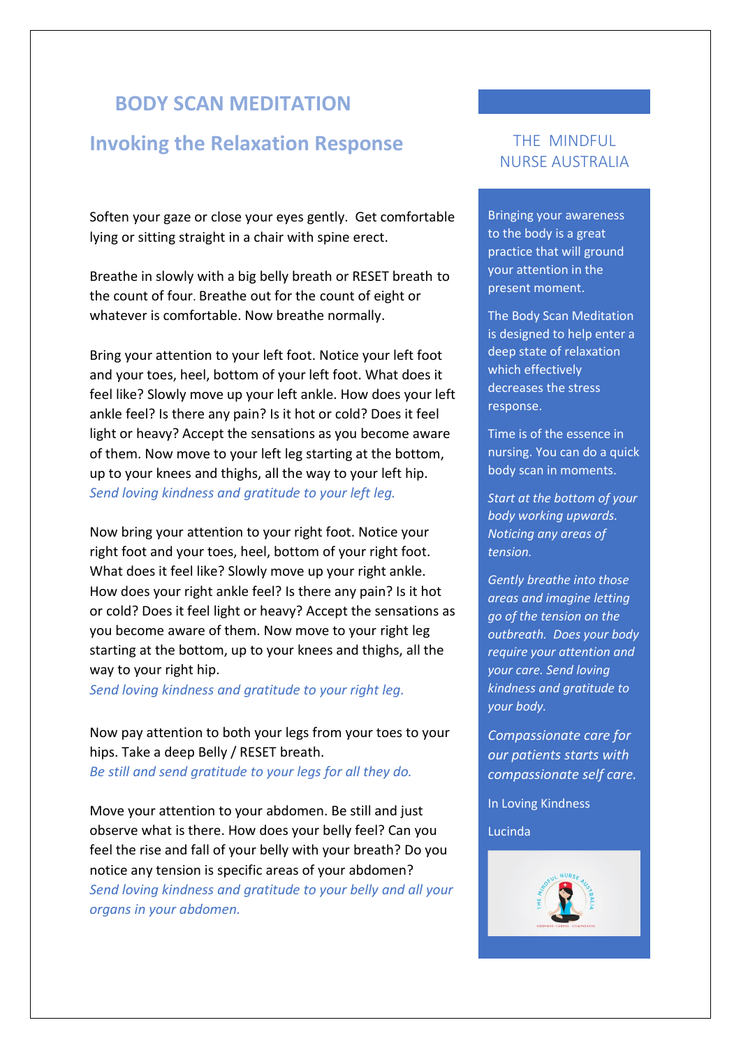# BODY SCAN MEDITATION

## Invoking the Relaxation Response

Soften your gaze or close your eyes gently. Get comfortable lying or sitting straight in a chair with spine erect.

Breathe in slowly with a big belly breath or RESET breath to the count of four. Breathe out for the count of eight or whatever is comfortable. Now breathe normally.

Bring your attention to your left foot. Notice your left foot and your toes, heel, bottom of your left foot. What does it feel like? Slowly move up your left ankle. How does your left ankle feel? Is there any pain? Is it hot or cold? Does it feel light or heavy? Accept the sensations as you become aware of them. Now move to your left leg starting at the bottom, up to your knees and thighs, all the way to your left hip. *Send loving kindness and gratitude to your left leg.*

Now bring your attention to your right foot. Notice your right foot and your toes, heel, bottom of your right foot. What does it feel like? Slowly move up your right ankle. How does your right ankle feel? Is there any pain? Is it hot or cold? Does it feel light or heavy? Accept the sensations as you become aware of them. Now move to your right leg starting at the bottom, up to your knees and thighs, all the way to your right hip.
*Send loving kindness and gratitude to your right leg.*

Now pay attention to both your legs from your toes to your hips. Take a deep Belly / RESET breath.
*Be still and send gratitude to your legs for all they do.*

Move your attention to your abdomen. Be still and just observe what is there. How does your belly feel? Can you feel the rise and fall of your belly with your breath? Do you notice any tension is specific areas of your abdomen?
*Send loving kindness and gratitude to your belly and all your organs in your abdomen.*

## THE MINDFUL NURSE AUSTRALIA

Bringing your awareness to the body is a great practice that will ground your attention in the present moment.

The Body Scan Meditation is designed to help enter a deep state of relaxation which effectively decreases the stress response.

Time is of the essence in nursing. You can do a quick body scan in moments.

*Start at the bottom of your body working upwards. Noticing any areas of tension.*

*Gently breathe into those areas and imagine letting go of the tension on the outbreath. Does your body require your attention and your care. Send loving kindness and gratitude to your body.*

*Compassionate care for our patients starts with compassionate self care.*

In Loving Kindness

Lucinda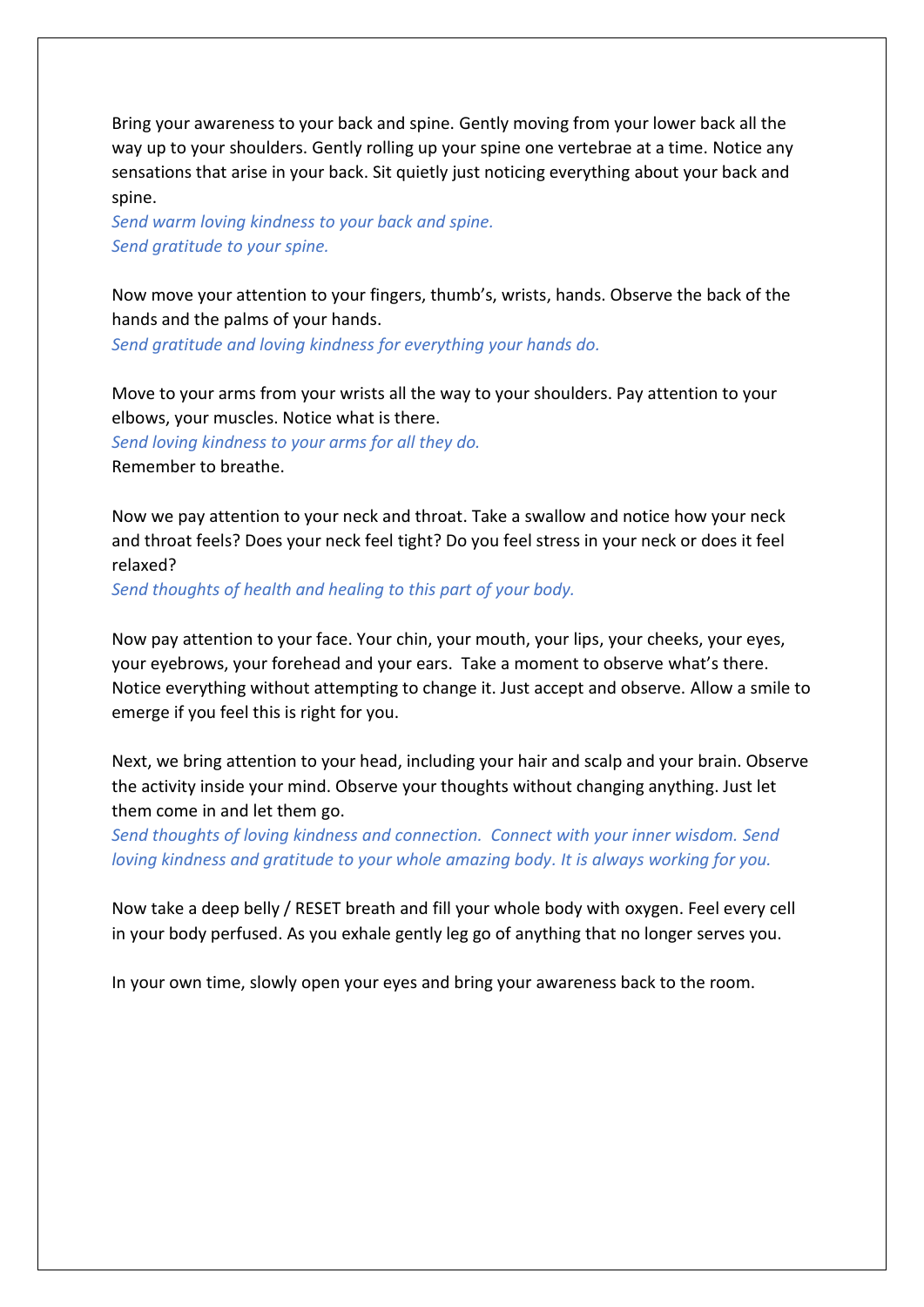Bring your awareness to your back and spine. Gently moving from your lower back all the way up to your shoulders. Gently rolling up your spine one vertebrae at a time. Notice any sensations that arise in your back. Sit quietly just noticing everything about your back and spine.
*Send warm loving kindness to your back and spine.*
*Send gratitude to your spine.*

Now move your attention to your fingers, thumb's, wrists, hands. Observe the back of the hands and the palms of your hands.
*Send gratitude and loving kindness for everything your hands do.*

Move to your arms from your wrists all the way to your shoulders. Pay attention to your elbows, your muscles. Notice what is there.
*Send loving kindness to your arms for all they do.*
Remember to breathe.

Now we pay attention to your neck and throat. Take a swallow and notice how your neck and throat feels? Does your neck feel tight? Do you feel stress in your neck or does it feel relaxed?
*Send thoughts of health and healing to this part of your body.*

Now pay attention to your face. Your chin, your mouth, your lips, your cheeks, your eyes, your eyebrows, your forehead and your ears. Take a moment to observe what's there. Notice everything without attempting to change it. Just accept and observe. Allow a smile to emerge if you feel this is right for you.

Next, we bring attention to your head, including your hair and scalp and your brain. Observe the activity inside your mind. Observe your thoughts without changing anything. Just let them come in and let them go.
*Send thoughts of loving kindness and connection. Connect with your inner wisdom. Send loving kindness and gratitude to your whole amazing body. It is always working for you.*

Now take a deep belly / RESET breath and fill your whole body with oxygen. Feel every cell in your body perfused. As you exhale gently leg go of anything that no longer serves you.

In your own time, slowly open your eyes and bring your awareness back to the room.